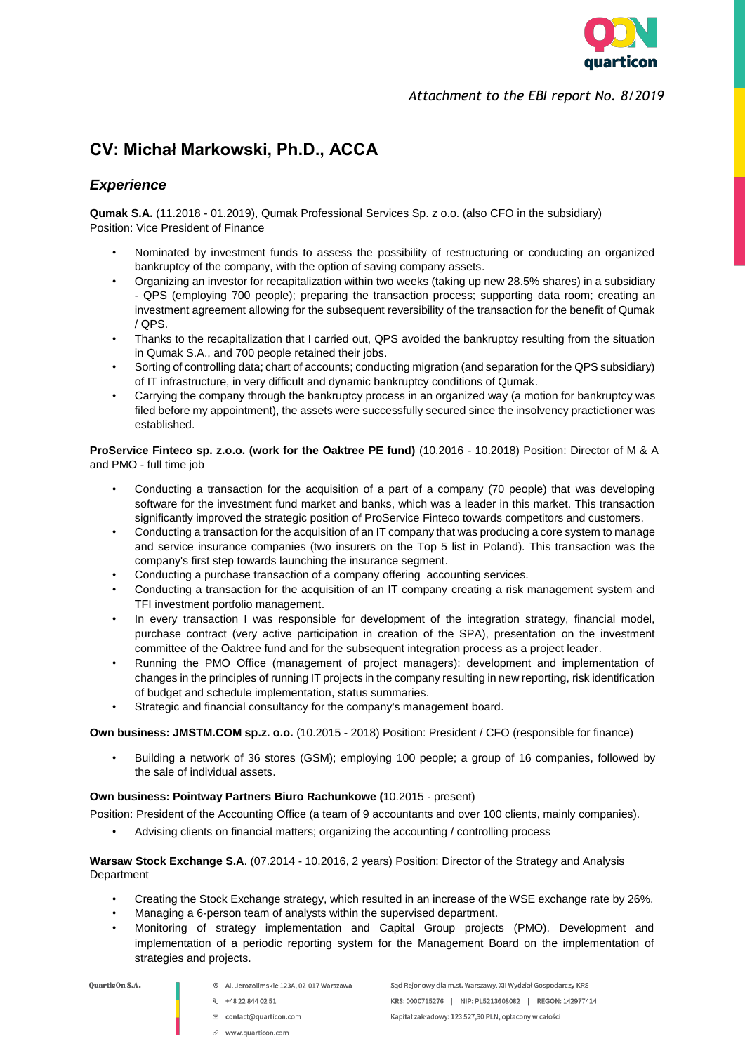*Attachment to the EBI report No. 8/2019*

# CV: Michał Markowski, Ph.D., ACCA

## *Experience*

**Qumak S.A.** (11.2018 - 01.2019), Qumak Professional Services Sp. z o.o. (also CFO in the subsidiary)
Position: Vice President of Finance

- Nominated by investment funds to assess the possibility of restructuring or conducting an organized bankruptcy of the company, with the option of saving company assets.
- Organizing an investor for recapitalization within two weeks (taking up new 28.5% shares) in a subsidiary - QPS (employing 700 people); preparing the transaction process; supporting data room; creating an investment agreement allowing for the subsequent reversibility of the transaction for the benefit of Qumak / QPS.
- Thanks to the recapitalization that I carried out, QPS avoided the bankruptcy resulting from the situation in Qumak S.A., and 700 people retained their jobs.
- Sorting of controlling data; chart of accounts; conducting migration (and separation for the QPS subsidiary) of IT infrastructure, in very difficult and dynamic bankruptcy conditions of Qumak.
- Carrying the company through the bankruptcy process in an organized way (a motion for bankruptcy was filed before my appointment), the assets were successfully secured since the insolvency practitioner was established.

**ProService Finteco sp. z.o.o. (work for the Oaktree PE fund)** (10.2016 - 10.2018) Position: Director of M & A and PMO - full time job

- Conducting a transaction for the acquisition of a part of a company (70 people) that was developing software for the investment fund market and banks, which was a leader in this market. This transaction significantly improved the strategic position of ProService Finteco towards competitors and customers.
- Conducting a transaction for the acquisition of an IT company that was producing a core system to manage and service insurance companies (two insurers on the Top 5 list in Poland). This transaction was the company's first step towards launching the insurance segment.
- Conducting a purchase transaction of a company offering accounting services.
- Conducting a transaction for the acquisition of an IT company creating a risk management system and TFI investment portfolio management.
- In every transaction I was responsible for development of the integration strategy, financial model, purchase contract (very active participation in creation of the SPA), presentation on the investment committee of the Oaktree fund and for the subsequent integration process as a project leader.
- Running the PMO Office (management of project managers): development and implementation of changes in the principles of running IT projects in the company resulting in new reporting, risk identification of budget and schedule implementation, status summaries.
- Strategic and financial consultancy for the company's management board.

**Own business: JMSTM.COM sp.z. o.o.** (10.2015 - 2018) Position: President / CFO (responsible for finance)

- Building a network of 36 stores (GSM); employing 100 people; a group of 16 companies, followed by the sale of individual assets.

**Own business: Pointway Partners Biuro Rachunkowe (**10.2015 - present)

Position: President of the Accounting Office (a team of 9 accountants and over 100 clients, mainly companies).

- Advising clients on financial matters; organizing the accounting / controlling process

**Warsaw Stock Exchange S.A**. (07.2014 - 10.2016, 2 years) Position: Director of the Strategy and Analysis Department

- Creating the Stock Exchange strategy, which resulted in an increase of the WSE exchange rate by 26%.
- Managing a 6-person team of analysts within the supervised department.
- Monitoring of strategy implementation and Capital Group projects (PMO). Development and implementation of a periodic reporting system for the Management Board on the implementation of strategies and projects.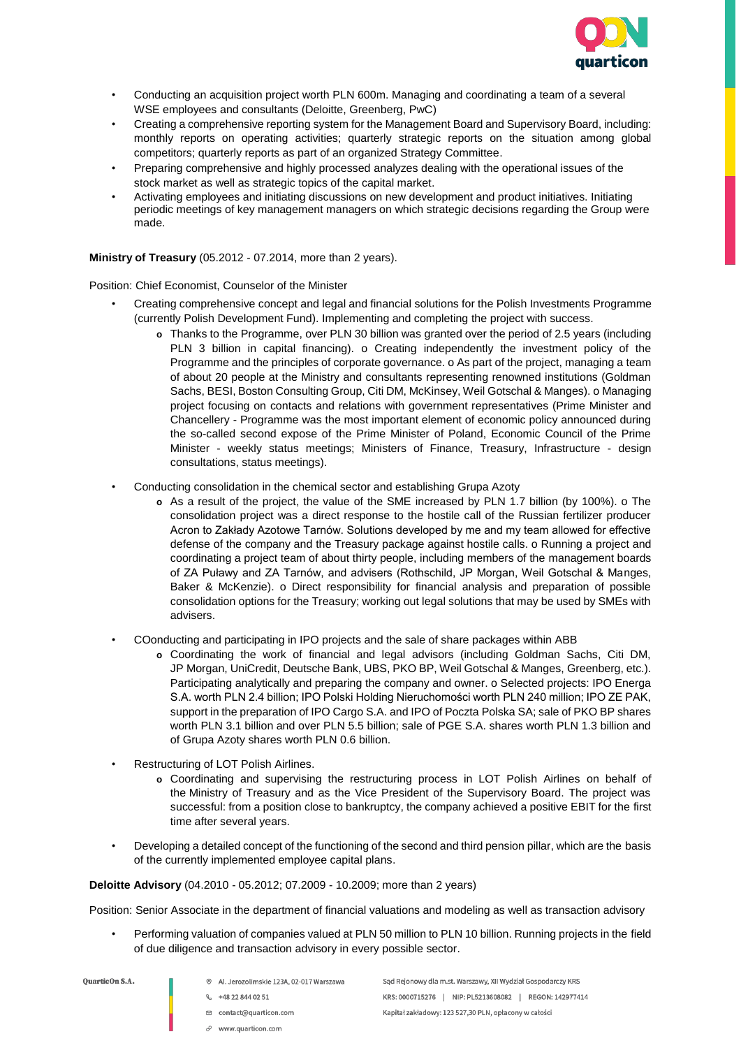- Conducting an acquisition project worth PLN 600m. Managing and coordinating a team of a several WSE employees and consultants (Deloitte, Greenberg, PwC)
- Creating a comprehensive reporting system for the Management Board and Supervisory Board, including: monthly reports on operating activities; quarterly strategic reports on the situation among global competitors; quarterly reports as part of an organized Strategy Committee.
- Preparing comprehensive and highly processed analyzes dealing with the operational issues of the stock market as well as strategic topics of the capital market.
- Activating employees and initiating discussions on new development and product initiatives. Initiating periodic meetings of key management managers on which strategic decisions regarding the Group were made.

**Ministry of Treasury** (05.2012 - 07.2014, more than 2 years).

Position: Chief Economist, Counselor of the Minister

- Creating comprehensive concept and legal and financial solutions for the Polish Investments Programme (currently Polish Development Fund). Implementing and completing the project with success.
  - Thanks to the Programme, over PLN 30 billion was granted over the period of 2.5 years (including PLN 3 billion in capital financing). o Creating independently the investment policy of the Programme and the principles of corporate governance. o As part of the project, managing a team of about 20 people at the Ministry and consultants representing renowned institutions (Goldman Sachs, BESI, Boston Consulting Group, Citi DM, McKinsey, Weil Gotschal & Manges). o Managing project focusing on contacts and relations with government representatives (Prime Minister and Chancellery - Programme was the most important element of economic policy announced during the so-called second expose of the Prime Minister of Poland, Economic Council of the Prime Minister - weekly status meetings; Ministers of Finance, Treasury, Infrastructure - design consultations, status meetings).
- Conducting consolidation in the chemical sector and establishing Grupa Azoty
  - As a result of the project, the value of the SME increased by PLN 1.7 billion (by 100%). o The consolidation project was a direct response to the hostile call of the Russian fertilizer producer Acron to Zakłady Azotowe Tarnów. Solutions developed by me and my team allowed for effective defense of the company and the Treasury package against hostile calls. o Running a project and coordinating a project team of about thirty people, including members of the management boards of ZA Puławy and ZA Tarnów, and advisers (Rothschild, JP Morgan, Weil Gotschal & Manges, Baker & McKenzie). o Direct responsibility for financial analysis and preparation of possible consolidation options for the Treasury; working out legal solutions that may be used by SMEs with advisers.
- COonducting and participating in IPO projects and the sale of share packages within ABB
  - Coordinating the work of financial and legal advisors (including Goldman Sachs, Citi DM, JP Morgan, UniCredit, Deutsche Bank, UBS, PKO BP, Weil Gotschal & Manges, Greenberg, etc.). Participating analytically and preparing the company and owner. o Selected projects: IPO Energa S.A. worth PLN 2.4 billion; IPO Polski Holding Nieruchomości worth PLN 240 million; IPO ZE PAK, support in the preparation of IPO Cargo S.A. and IPO of Poczta Polska SA; sale of PKO BP shares worth PLN 3.1 billion and over PLN 5.5 billion; sale of PGE S.A. shares worth PLN 1.3 billion and of Grupa Azoty shares worth PLN 0.6 billion.
- Restructuring of LOT Polish Airlines.
  - Coordinating and supervising the restructuring process in LOT Polish Airlines on behalf of the Ministry of Treasury and as the Vice President of the Supervisory Board. The project was successful: from a position close to bankruptcy, the company achieved a positive EBIT for the first time after several years.
- Developing a detailed concept of the functioning of the second and third pension pillar, which are the basis of the currently implemented employee capital plans.

**Deloitte Advisory** (04.2010 - 05.2012; 07.2009 - 10.2009; more than 2 years)

Position: Senior Associate in the department of financial valuations and modeling as well as transaction advisory

- Performing valuation of companies valued at PLN 50 million to PLN 10 billion. Running projects in the field of due diligence and transaction advisory in every possible sector.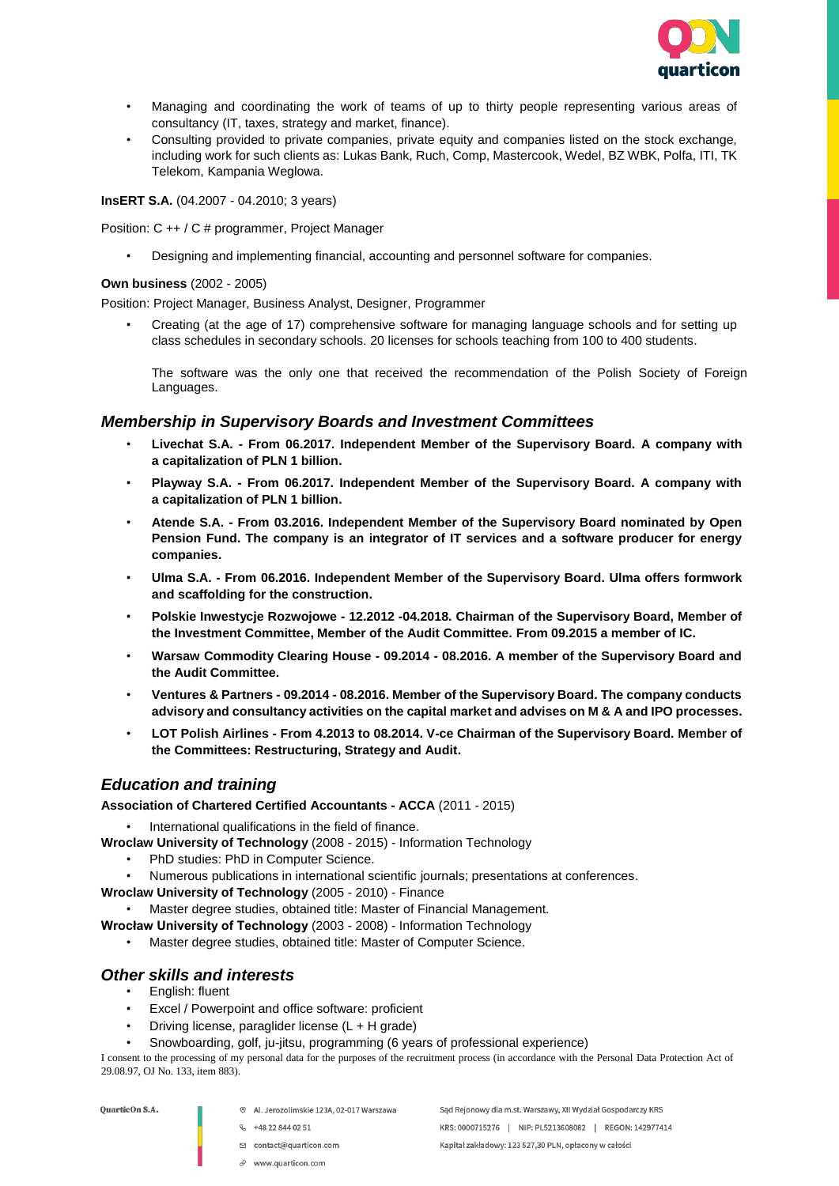- Managing and coordinating the work of teams of up to thirty people representing various areas of consultancy (IT, taxes, strategy and market, finance).
- Consulting provided to private companies, private equity and companies listed on the stock exchange, including work for such clients as: Lukas Bank, Ruch, Comp, Mastercook, Wedel, BZ WBK, Polfa, ITI, TK Telekom, Kampania Weglowa.

**InsERT S.A.** (04.2007 - 04.2010; 3 years)

Position: C ++ / C # programmer, Project Manager

- Designing and implementing financial, accounting and personnel software for companies.

**Own business** (2002 - 2005)

Position: Project Manager, Business Analyst, Designer, Programmer

- Creating (at the age of 17) comprehensive software for managing language schools and for setting up class schedules in secondary schools. 20 licenses for schools teaching from 100 to 400 students.

  The software was the only one that received the recommendation of the Polish Society of Foreign Languages.

## *Membership in Supervisory Boards and Investment Committees*

- **Livechat S.A. - From 06.2017. Independent Member of the Supervisory Board. A company with a capitalization of PLN 1 billion.**
- **Playway S.A. - From 06.2017. Independent Member of the Supervisory Board. A company with a capitalization of PLN 1 billion.**
- **Atende S.A. - From 03.2016. Independent Member of the Supervisory Board nominated by Open Pension Fund. The company is an integrator of IT services and a software producer for energy companies.**
- **Ulma S.A. - From 06.2016. Independent Member of the Supervisory Board. Ulma offers formwork and scaffolding for the construction.**
- **Polskie Inwestycje Rozwojowe - 12.2012 -04.2018. Chairman of the Supervisory Board, Member of the Investment Committee, Member of the Audit Committee. From 09.2015 a member of IC.**
- **Warsaw Commodity Clearing House - 09.2014 - 08.2016. A member of the Supervisory Board and the Audit Committee.**
- **Ventures & Partners - 09.2014 - 08.2016. Member of the Supervisory Board. The company conducts advisory and consultancy activities on the capital market and advises on M & A and IPO processes.**
- **LOT Polish Airlines - From 4.2013 to 08.2014. V-ce Chairman of the Supervisory Board. Member of the Committees: Restructuring, Strategy and Audit.**

## *Education and training*

**Association of Chartered Certified Accountants - ACCA** (2011 - 2015)

- International qualifications in the field of finance.

**Wroclaw University of Technology** (2008 - 2015) - Information Technology

- PhD studies: PhD in Computer Science.
- Numerous publications in international scientific journals; presentations at conferences.

**Wroclaw University of Technology** (2005 - 2010) - Finance

- Master degree studies, obtained title: Master of Financial Management.

**Wrocław University of Technology** (2003 - 2008) - Information Technology

- Master degree studies, obtained title: Master of Computer Science.

## *Other skills and interests*

- English: fluent
- Excel / Powerpoint and office software: proficient
- Driving license, paraglider license (L + H grade)
- Snowboarding, golf, ju-jitsu, programming (6 years of professional experience)

I consent to the processing of my personal data for the purposes of the recruitment process (in accordance with the Personal Data Protection Act of 29.08.97, OJ No. 133, item 883).